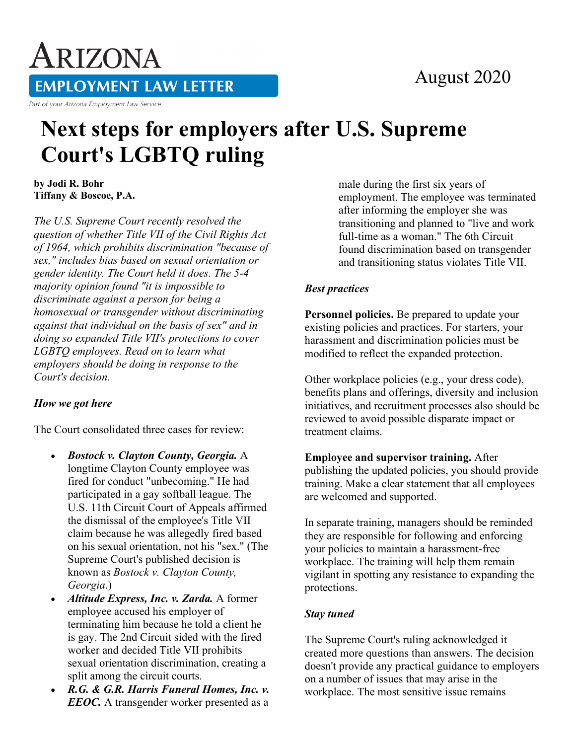# ARIZONA EMPLOYMENT LAW LETTER

Part of your Arizona Employment Law Service

August 2020

# Next steps for employers after U.S. Supreme Court's LGBTQ ruling

**by Jodi R. Bohr**
**Tiffany & Boscoe, P.A.**

*The U.S. Supreme Court recently resolved the question of whether Title VII of the Civil Rights Act of 1964, which prohibits discrimination "because of sex," includes bias based on sexual orientation or gender identity. The Court held it does. The 5-4 majority opinion found "it is impossible to discriminate against a person for being a homosexual or transgender without discriminating against that individual on the basis of sex" and in doing so expanded Title VII's protections to cover LGBTQ employees. Read on to learn what employers should be doing in response to the Court's decision.*

### *How we got here*

The Court consolidated three cases for review:

- ***Bostock v. Clayton County, Georgia.*** A longtime Clayton County employee was fired for conduct "unbecoming." He had participated in a gay softball league. The U.S. 11th Circuit Court of Appeals affirmed the dismissal of the employee's Title VII claim because he was allegedly fired based on his sexual orientation, not his "sex." (The Supreme Court's published decision is known as *Bostock v. Clayton County, Georgia*.)
- ***Altitude Express, Inc. v. Zarda.*** A former employee accused his employer of terminating him because he told a client he is gay. The 2nd Circuit sided with the fired worker and decided Title VII prohibits sexual orientation discrimination, creating a split among the circuit courts.
- ***R.G. & G.R. Harris Funeral Homes, Inc. v. EEOC.*** A transgender worker presented as a male during the first six years of employment. The employee was terminated after informing the employer she was transitioning and planned to "live and work full-time as a woman." The 6th Circuit found discrimination based on transgender and transitioning status violates Title VII.

### *Best practices*

**Personnel policies.** Be prepared to update your existing policies and practices. For starters, your harassment and discrimination policies must be modified to reflect the expanded protection.

Other workplace policies (e.g., your dress code), benefits plans and offerings, diversity and inclusion initiatives, and recruitment processes also should be reviewed to avoid possible disparate impact or treatment claims.

**Employee and supervisor training.** After publishing the updated policies, you should provide training. Make a clear statement that all employees are welcomed and supported.

In separate training, managers should be reminded they are responsible for following and enforcing your policies to maintain a harassment-free workplace. The training will help them remain vigilant in spotting any resistance to expanding the protections.

### *Stay tuned*

The Supreme Court's ruling acknowledged it created more questions than answers. The decision doesn't provide any practical guidance to employers on a number of issues that may arise in the workplace. The most sensitive issue remains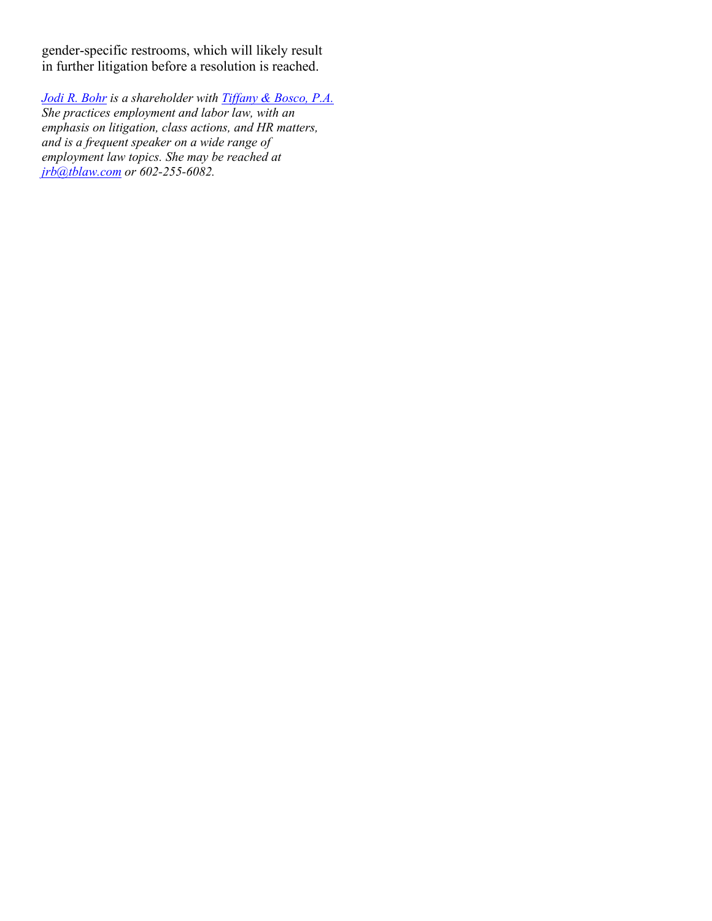gender-specific restrooms, which will likely result in further litigation before a resolution is reached.

*[Jodi R. Bohr](#) is a shareholder with [Tiffany & Bosco, P.A.](#) She practices employment and labor law, with an emphasis on litigation, class actions, and HR matters, and is a frequent speaker on a wide range of employment law topics. She may be reached at [jrb@tblaw.com](mailto:jrb@tblaw.com) or 602-255-6082.*